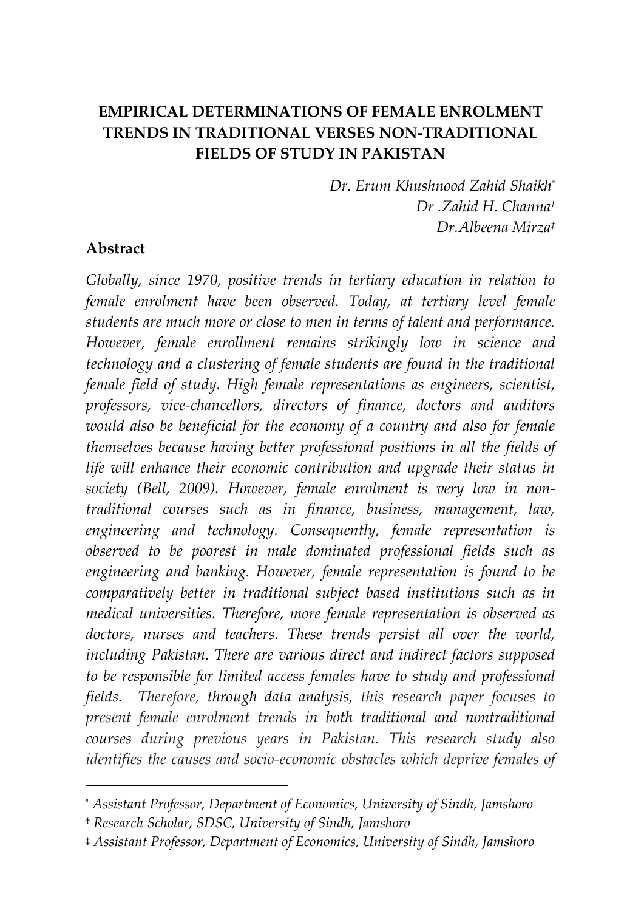# EMPIRICAL DETERMINATIONS OF FEMALE ENROLMENT TRENDS IN TRADITIONAL VERSES NON-TRADITIONAL FIELDS OF STUDY IN PAKISTAN

*Dr. Erum Khushnood Zahid Shaikh*[*]
*Dr .Zahid H. Channa*[†]
*Dr.Albeena Mirza*[‡]

## Abstract

*Globally, since 1970, positive trends in tertiary education in relation to female enrolment have been observed. Today, at tertiary level female students are much more or close to men in terms of talent and performance. However, female enrollment remains strikingly low in science and technology and a clustering of female students are found in the traditional female field of study. High female representations as engineers, scientist, professors, vice-chancellors, directors of finance, doctors and auditors would also be beneficial for the economy of a country and also for female themselves because having better professional positions in all the fields of life will enhance their economic contribution and upgrade their status in society (Bell, 2009). However, female enrolment is very low in non-traditional courses such as in finance, business, management, law, engineering and technology. Consequently, female representation is observed to be poorest in male dominated professional fields such as engineering and banking. However, female representation is found to be comparatively better in traditional subject based institutions such as in medical universities. Therefore, more female representation is observed as doctors, nurses and teachers. These trends persist all over the world, including Pakistan. There are various direct and indirect factors supposed to be responsible for limited access females have to study and professional fields. Therefore, through data analysis, this research paper focuses to present female enrolment trends in both traditional and nontraditional courses during previous years in Pakistan. This research study also identifies the causes and socio-economic obstacles which deprive females of*

---

[*] *Assistant Professor, Department of Economics, University of Sindh, Jamshoro*

[†] *Research Scholar, SDSC, University of Sindh, Jamshoro*

[‡] *Assistant Professor, Department of Economics, University of Sindh, Jamshoro*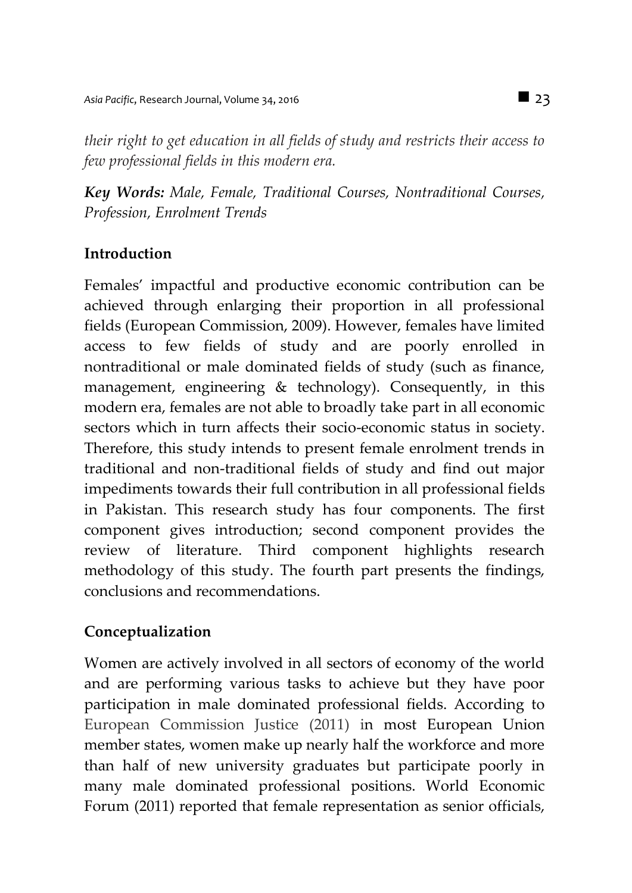*their right to get education in all fields of study and restricts their access to few professional fields in this modern era.*

***Key Words:*** *Male, Female, Traditional Courses, Nontraditional Courses, Profession, Enrolment Trends*

## Introduction

Females' impactful and productive economic contribution can be achieved through enlarging their proportion in all professional fields (European Commission, 2009). However, females have limited access to few fields of study and are poorly enrolled in nontraditional or male dominated fields of study (such as finance, management, engineering & technology). Consequently, in this modern era, females are not able to broadly take part in all economic sectors which in turn affects their socio-economic status in society. Therefore, this study intends to present female enrolment trends in traditional and non-traditional fields of study and find out major impediments towards their full contribution in all professional fields in Pakistan. This research study has four components. The first component gives introduction; second component provides the review of literature. Third component highlights research methodology of this study. The fourth part presents the findings, conclusions and recommendations.

## Conceptualization

Women are actively involved in all sectors of economy of the world and are performing various tasks to achieve but they have poor participation in male dominated professional fields. According to European Commission Justice (2011) in most European Union member states, women make up nearly half the workforce and more than half of new university graduates but participate poorly in many male dominated professional positions. World Economic Forum (2011) reported that female representation as senior officials,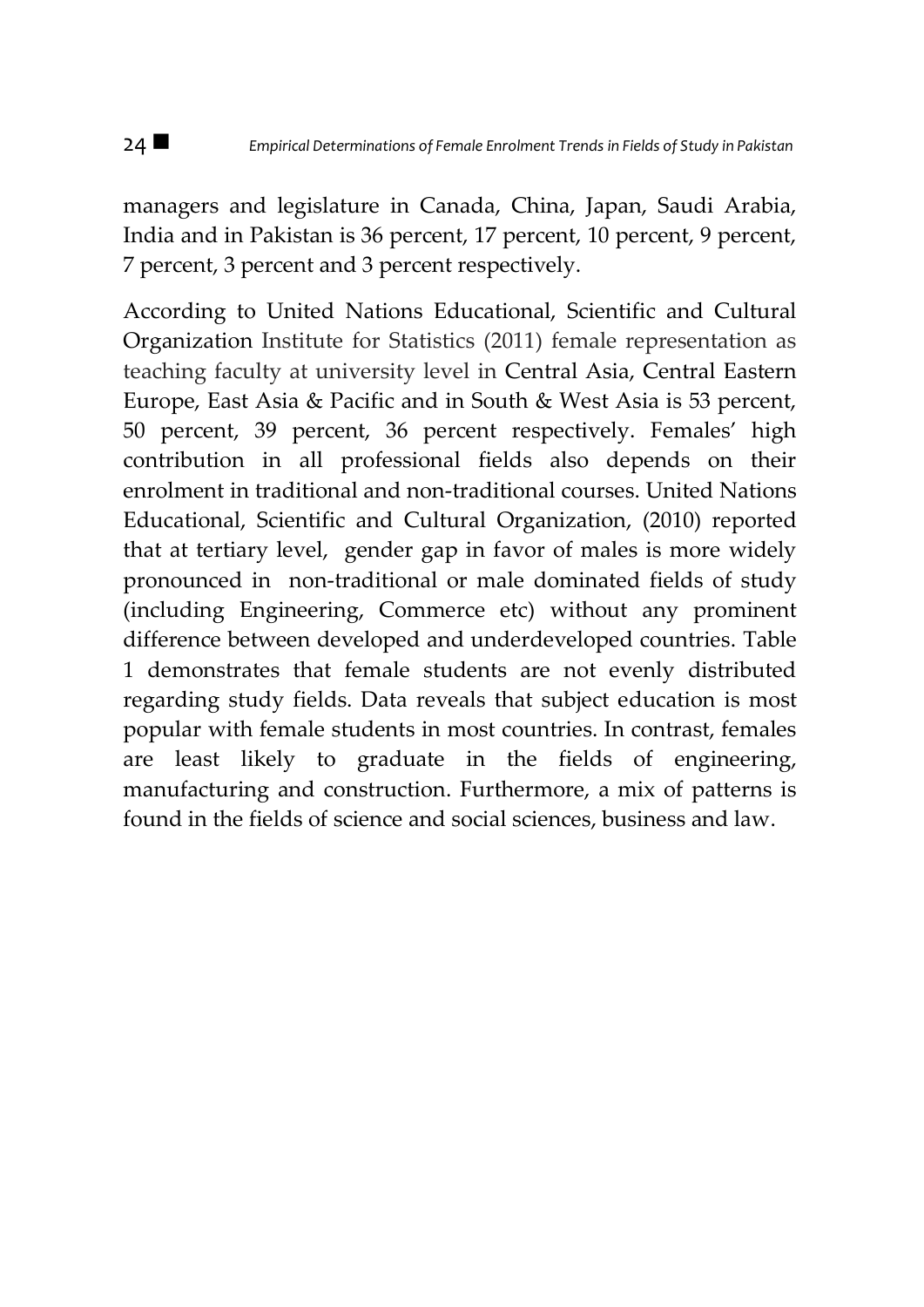managers and legislature in Canada, China, Japan, Saudi Arabia, India and in Pakistan is 36 percent, 17 percent, 10 percent, 9 percent, 7 percent, 3 percent and 3 percent respectively.

According to United Nations Educational, Scientific and Cultural Organization Institute for Statistics (2011) female representation as teaching faculty at university level in Central Asia, Central Eastern Europe, East Asia & Pacific and in South & West Asia is 53 percent, 50 percent, 39 percent, 36 percent respectively. Females' high contribution in all professional fields also depends on their enrolment in traditional and non-traditional courses. United Nations Educational, Scientific and Cultural Organization, (2010) reported that at tertiary level, gender gap in favor of males is more widely pronounced in non-traditional or male dominated fields of study (including Engineering, Commerce etc) without any prominent difference between developed and underdeveloped countries. Table 1 demonstrates that female students are not evenly distributed regarding study fields. Data reveals that subject education is most popular with female students in most countries. In contrast, females are least likely to graduate in the fields of engineering, manufacturing and construction. Furthermore, a mix of patterns is found in the fields of science and social sciences, business and law.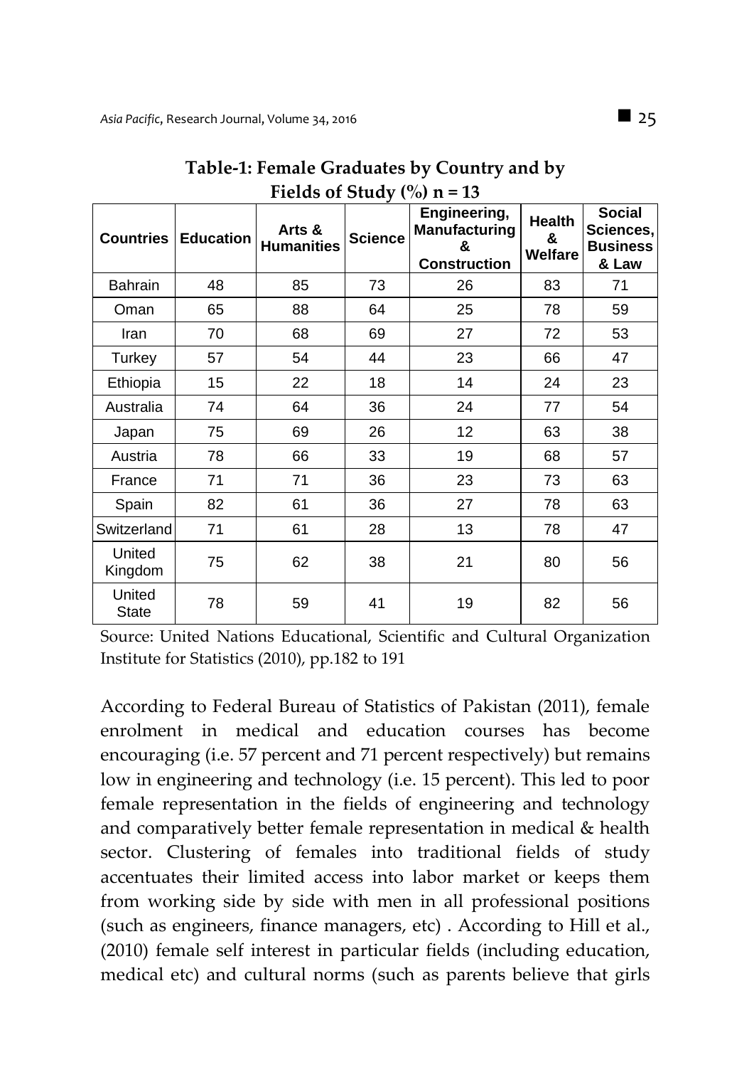**Table-1: Female Graduates by Country and by Fields of Study (%) n = 13**

| Countries | Education | Arts & Humanities | Science | Engineering, Manufacturing & Construction | Health & Welfare | Social Sciences, Business & Law |
|---|---|---|---|---|---|---|
| Bahrain | 48 | 85 | 73 | 26 | 83 | 71 |
| Oman | 65 | 88 | 64 | 25 | 78 | 59 |
| Iran | 70 | 68 | 69 | 27 | 72 | 53 |
| Turkey | 57 | 54 | 44 | 23 | 66 | 47 |
| Ethiopia | 15 | 22 | 18 | 14 | 24 | 23 |
| Australia | 74 | 64 | 36 | 24 | 77 | 54 |
| Japan | 75 | 69 | 26 | 12 | 63 | 38 |
| Austria | 78 | 66 | 33 | 19 | 68 | 57 |
| France | 71 | 71 | 36 | 23 | 73 | 63 |
| Spain | 82 | 61 | 36 | 27 | 78 | 63 |
| Switzerland | 71 | 61 | 28 | 13 | 78 | 47 |
| United Kingdom | 75 | 62 | 38 | 21 | 80 | 56 |
| United State | 78 | 59 | 41 | 19 | 82 | 56 |

Source: United Nations Educational, Scientific and Cultural Organization Institute for Statistics (2010), pp.182 to 191

According to Federal Bureau of Statistics of Pakistan (2011), female enrolment in medical and education courses has become encouraging (i.e. 57 percent and 71 percent respectively) but remains low in engineering and technology (i.e. 15 percent). This led to poor female representation in the fields of engineering and technology and comparatively better female representation in medical & health sector. Clustering of females into traditional fields of study accentuates their limited access into labor market or keeps them from working side by side with men in all professional positions (such as engineers, finance managers, etc) . According to Hill et al., (2010) female self interest in particular fields (including education, medical etc) and cultural norms (such as parents believe that girls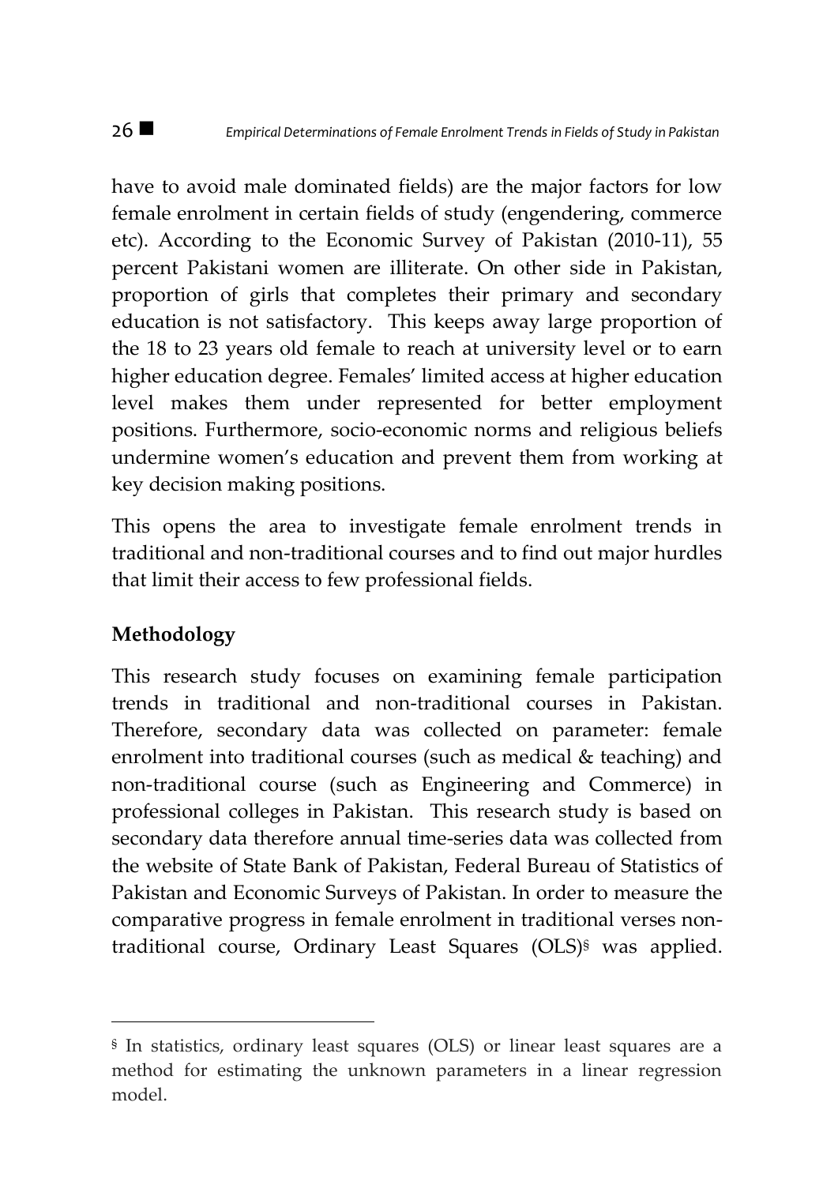have to avoid male dominated fields) are the major factors for low female enrolment in certain fields of study (engendering, commerce etc). According to the Economic Survey of Pakistan (2010-11), 55 percent Pakistani women are illiterate. On other side in Pakistan, proportion of girls that completes their primary and secondary education is not satisfactory. This keeps away large proportion of the 18 to 23 years old female to reach at university level or to earn higher education degree. Females' limited access at higher education level makes them under represented for better employment positions. Furthermore, socio-economic norms and religious beliefs undermine women's education and prevent them from working at key decision making positions.

This opens the area to investigate female enrolment trends in traditional and non-traditional courses and to find out major hurdles that limit their access to few professional fields.

## Methodology

This research study focuses on examining female participation trends in traditional and non-traditional courses in Pakistan. Therefore, secondary data was collected on parameter: female enrolment into traditional courses (such as medical & teaching) and non-traditional course (such as Engineering and Commerce) in professional colleges in Pakistan. This research study is based on secondary data therefore annual time-series data was collected from the website of State Bank of Pakistan, Federal Bureau of Statistics of Pakistan and Economic Surveys of Pakistan. In order to measure the comparative progress in female enrolment in traditional verses non-traditional course, Ordinary Least Squares (OLS)[§] was applied.

---

[§] In statistics, ordinary least squares (OLS) or linear least squares are a method for estimating the unknown parameters in a linear regression model.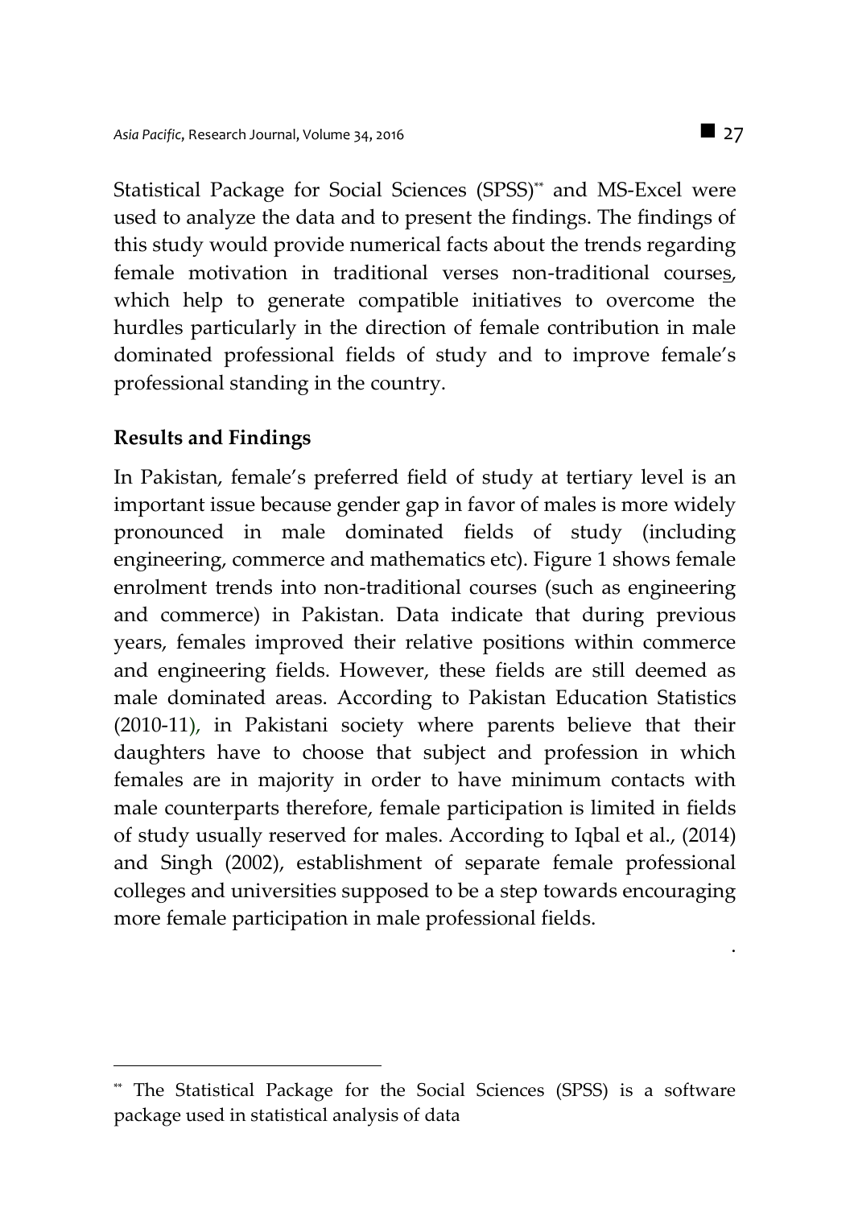Statistical Package for Social Sciences (SPSS)[**] and MS-Excel were used to analyze the data and to present the findings. The findings of this study would provide numerical facts about the trends regarding female motivation in traditional verses non-traditional courses, which help to generate compatible initiatives to overcome the hurdles particularly in the direction of female contribution in male dominated professional fields of study and to improve female's professional standing in the country.

## Results and Findings

In Pakistan, female's preferred field of study at tertiary level is an important issue because gender gap in favor of males is more widely pronounced in male dominated fields of study (including engineering, commerce and mathematics etc). Figure 1 shows female enrolment trends into non-traditional courses (such as engineering and commerce) in Pakistan. Data indicate that during previous years, females improved their relative positions within commerce and engineering fields. However, these fields are still deemed as male dominated areas. According to Pakistan Education Statistics (2010-11), in Pakistani society where parents believe that their daughters have to choose that subject and profession in which females are in majority in order to have minimum contacts with male counterparts therefore, female participation is limited in fields of study usually reserved for males. According to Iqbal et al., (2014) and Singh (2002), establishment of separate female professional colleges and universities supposed to be a step towards encouraging more female participation in male professional fields.

[**] The Statistical Package for the Social Sciences (SPSS) is a software package used in statistical analysis of data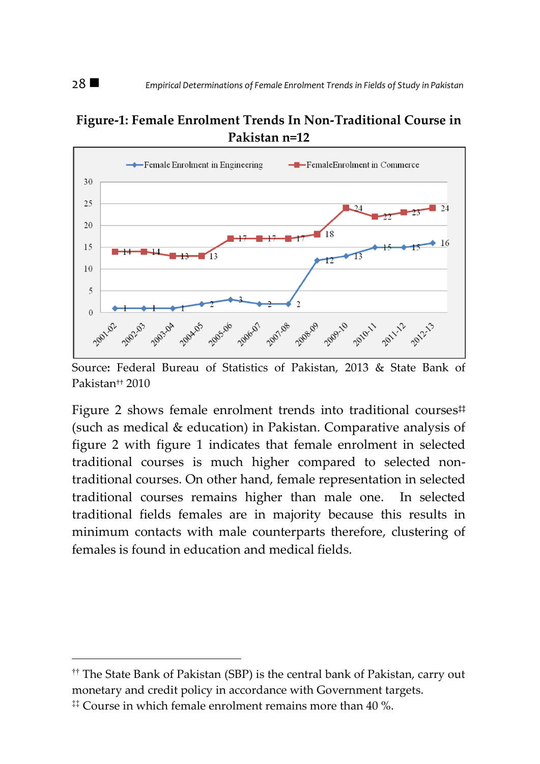**Figure-1: Female Enrolment Trends In Non-Traditional Course in Pakistan n=12**

Source: Federal Bureau of Statistics of Pakistan, 2013 & State Bank of Pakistan[††] 2010

Figure 2 shows female enrolment trends into traditional courses[‡‡] (such as medical & education) in Pakistan. Comparative analysis of figure 2 with figure 1 indicates that female enrolment in selected traditional courses is much higher compared to selected non-traditional courses. On other hand, female representation in selected traditional courses remains higher than male one. In selected traditional fields females are in majority because this results in minimum contacts with male counterparts therefore, clustering of females is found in education and medical fields.

---

[††] The State Bank of Pakistan (SBP) is the central bank of Pakistan, carry out monetary and credit policy in accordance with Government targets.

[‡‡] Course in which female enrolment remains more than 40 %.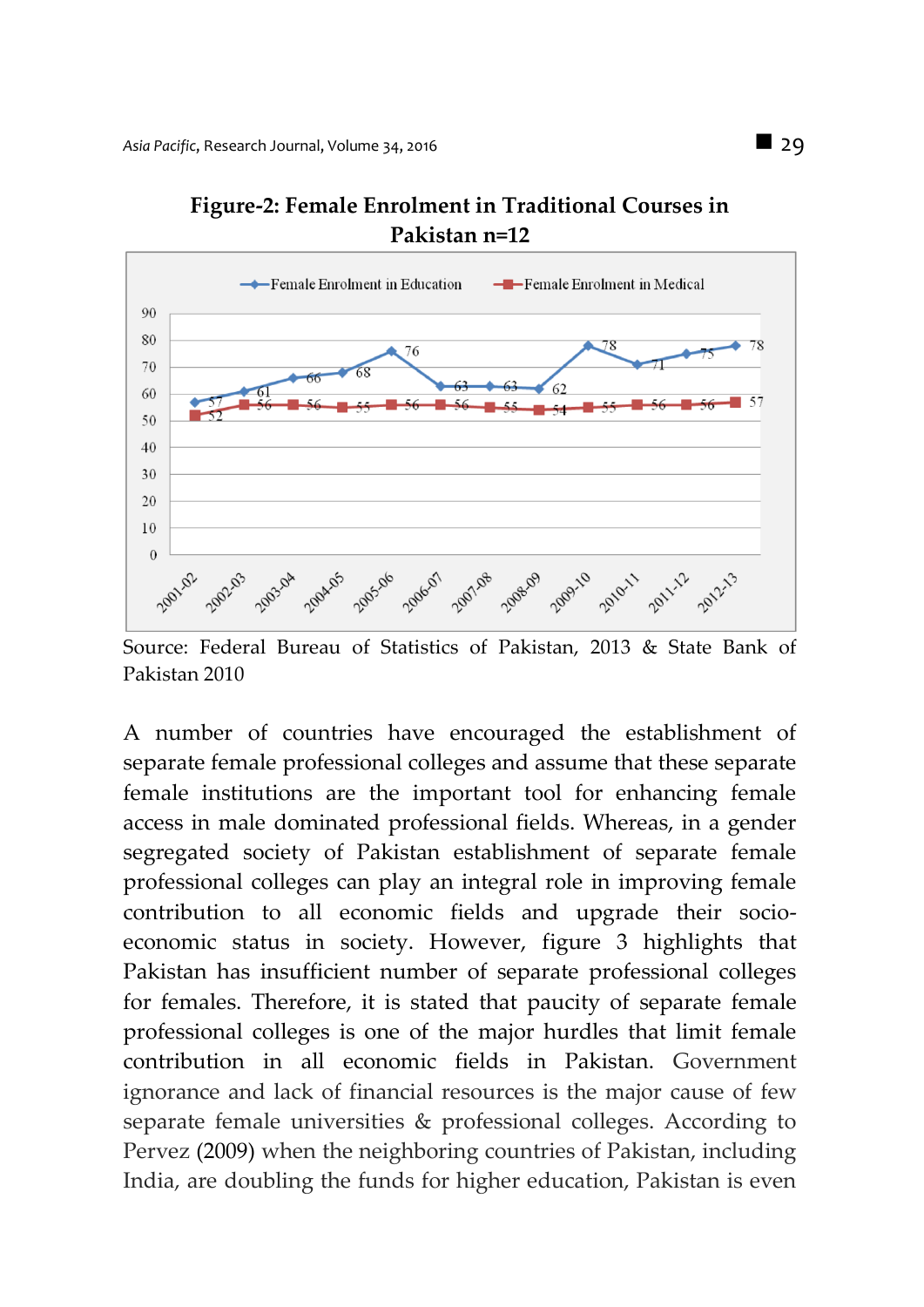**Figure-2: Female Enrolment in Traditional Courses in Pakistan n=12**

Source: Federal Bureau of Statistics of Pakistan, 2013 & State Bank of Pakistan 2010

A number of countries have encouraged the establishment of separate female professional colleges and assume that these separate female institutions are the important tool for enhancing female access in male dominated professional fields. Whereas, in a gender segregated society of Pakistan establishment of separate female professional colleges can play an integral role in improving female contribution to all economic fields and upgrade their socio-economic status in society. However, figure 3 highlights that Pakistan has insufficient number of separate professional colleges for females. Therefore, it is stated that paucity of separate female professional colleges is one of the major hurdles that limit female contribution in all economic fields in Pakistan. Government ignorance and lack of financial resources is the major cause of few separate female universities & professional colleges. According to Pervez (2009) when the neighboring countries of Pakistan, including India, are doubling the funds for higher education, Pakistan is even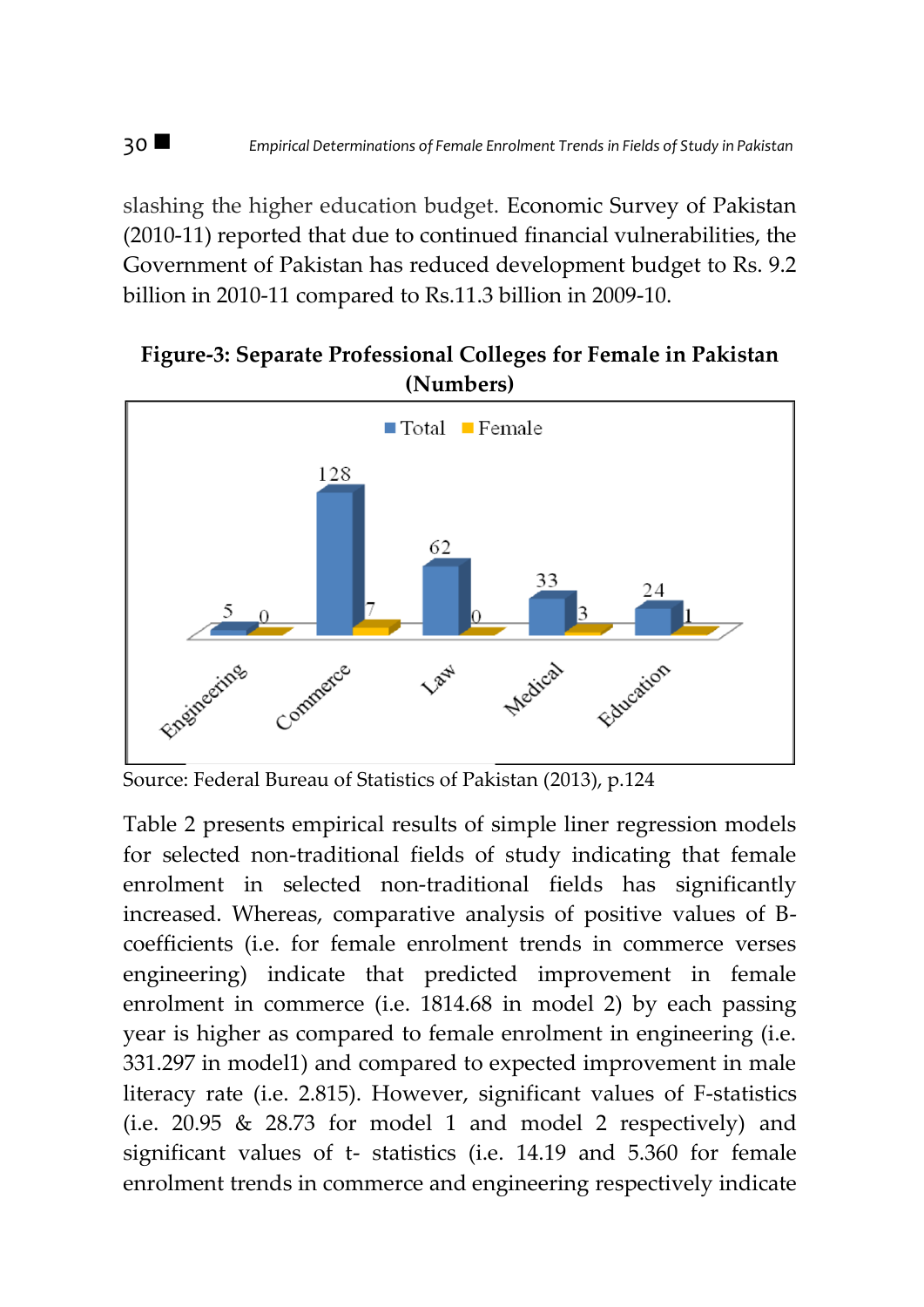slashing the higher education budget. Economic Survey of Pakistan (2010-11) reported that due to continued financial vulnerabilities, the Government of Pakistan has reduced development budget to Rs. 9.2 billion in 2010-11 compared to Rs.11.3 billion in 2009-10.

**Figure-3: Separate Professional Colleges for Female in Pakistan (Numbers)**

| | Total | Female |
|---|---|---|
| Engineering | 5 | 0 |
| Commerce | 128 | 7 |
| Law | 62 | 0 |
| Medical | 33 | 3 |
| Education | 24 | 1 |

Source: Federal Bureau of Statistics of Pakistan (2013), p.124

Table 2 presents empirical results of simple liner regression models for selected non-traditional fields of study indicating that female enrolment in selected non-traditional fields has significantly increased. Whereas, comparative analysis of positive values of B-coefficients (i.e. for female enrolment trends in commerce verses engineering) indicate that predicted improvement in female enrolment in commerce (i.e. 1814.68 in model 2) by each passing year is higher as compared to female enrolment in engineering (i.e. 331.297 in model1) and compared to expected improvement in male literacy rate (i.e. 2.815). However, significant values of F-statistics (i.e. 20.95 & 28.73 for model 1 and model 2 respectively) and significant values of t- statistics (i.e. 14.19 and 5.360 for female enrolment trends in commerce and engineering respectively indicate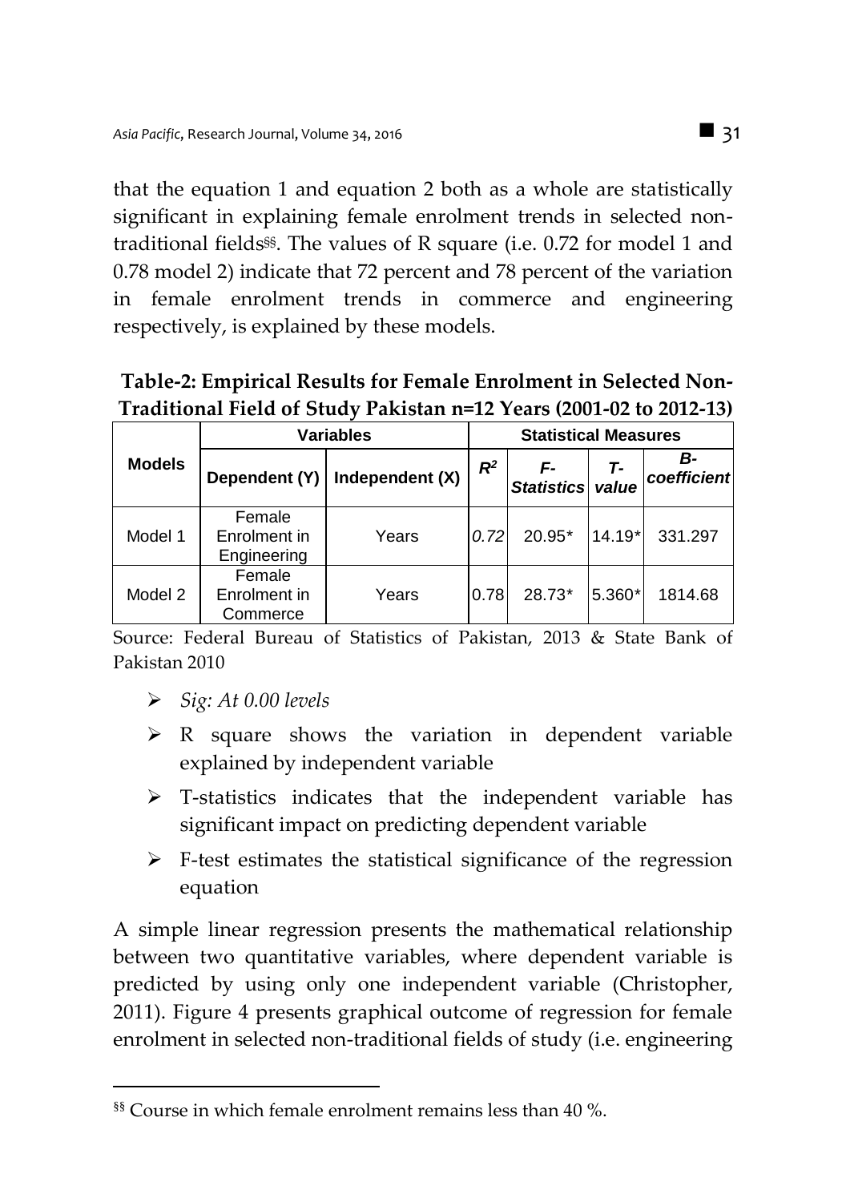that the equation 1 and equation 2 both as a whole are statistically significant in explaining female enrolment trends in selected non-traditional fields[§§]. The values of R square (i.e. 0.72 for model 1 and 0.78 model 2) indicate that 72 percent and 78 percent of the variation in female enrolment trends in commerce and engineering respectively, is explained by these models.

**Table-2: Empirical Results for Female Enrolment in Selected Non-Traditional Field of Study Pakistan n=12 Years (2001-02 to 2012-13)**

| Models | Variables | | Statistical Measures | | | |
|---|---|---|---|---|---|---|
| | Dependent (Y) | Independent (X) | $R^2$ | *F-Statistics* | *T-value* | *B-coefficient* |
| Model 1 | Female Enrolment in Engineering | Years | *0.72* | 20.95* | 14.19* | 331.297 |
| Model 2 | Female Enrolment in Commerce | Years | 0.78 | 28.73* | 5.360* | 1814.68 |

Source: Federal Bureau of Statistics of Pakistan, 2013 & State Bank of Pakistan 2010

- *Sig: At 0.00 levels*
- R square shows the variation in dependent variable explained by independent variable
- T-statistics indicates that the independent variable has significant impact on predicting dependent variable
- F-test estimates the statistical significance of the regression equation

A simple linear regression presents the mathematical relationship between two quantitative variables, where dependent variable is predicted by using only one independent variable (Christopher, 2011). Figure 4 presents graphical outcome of regression for female enrolment in selected non-traditional fields of study (i.e. engineering

---

[§§] Course in which female enrolment remains less than 40 %.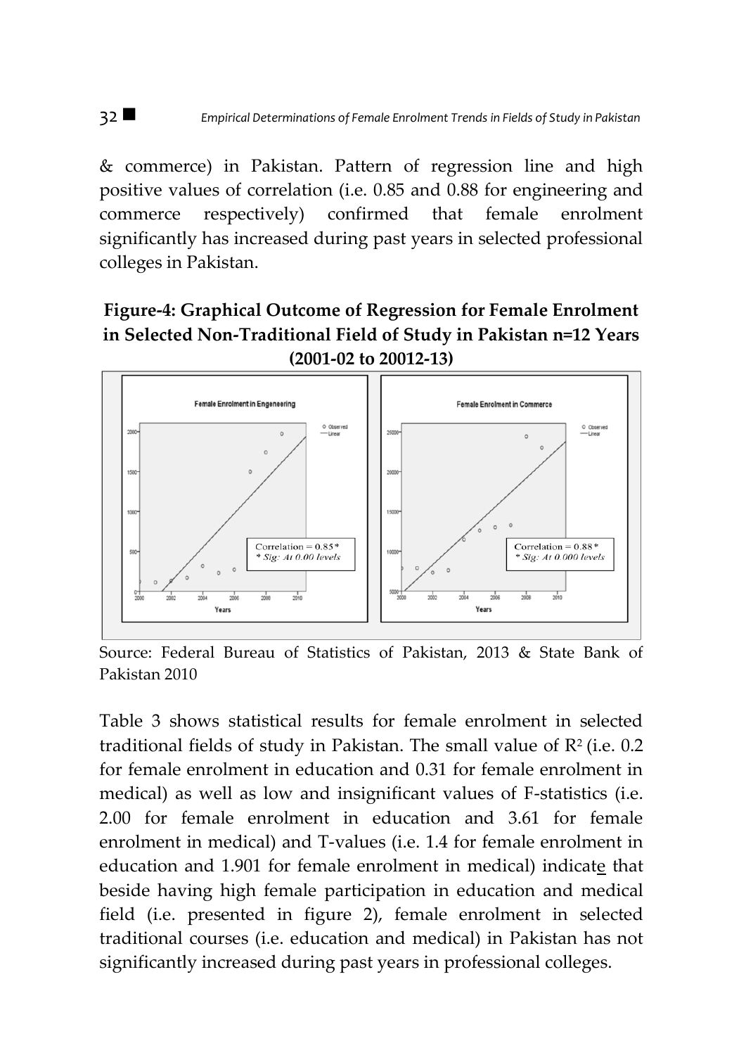& commerce) in Pakistan. Pattern of regression line and high positive values of correlation (i.e. 0.85 and 0.88 for engineering and commerce respectively) confirmed that female enrolment significantly has increased during past years in selected professional colleges in Pakistan.

**Figure-4: Graphical Outcome of Regression for Female Enrolment in Selected Non-Traditional Field of Study in Pakistan n=12 Years (2001-02 to 20012-13)**

Source: Federal Bureau of Statistics of Pakistan, 2013 & State Bank of Pakistan 2010

Table 3 shows statistical results for female enrolment in selected traditional fields of study in Pakistan. The small value of $R^2$ (i.e. 0.2 for female enrolment in education and 0.31 for female enrolment in medical) as well as low and insignificant values of F-statistics (i.e. 2.00 for female enrolment in education and 3.61 for female enrolment in medical) and T-values (i.e. 1.4 for female enrolment in education and 1.901 for female enrolment in medical) indicate that beside having high female participation in education and medical field (i.e. presented in figure 2), female enrolment in selected traditional courses (i.e. education and medical) in Pakistan has not significantly increased during past years in professional colleges.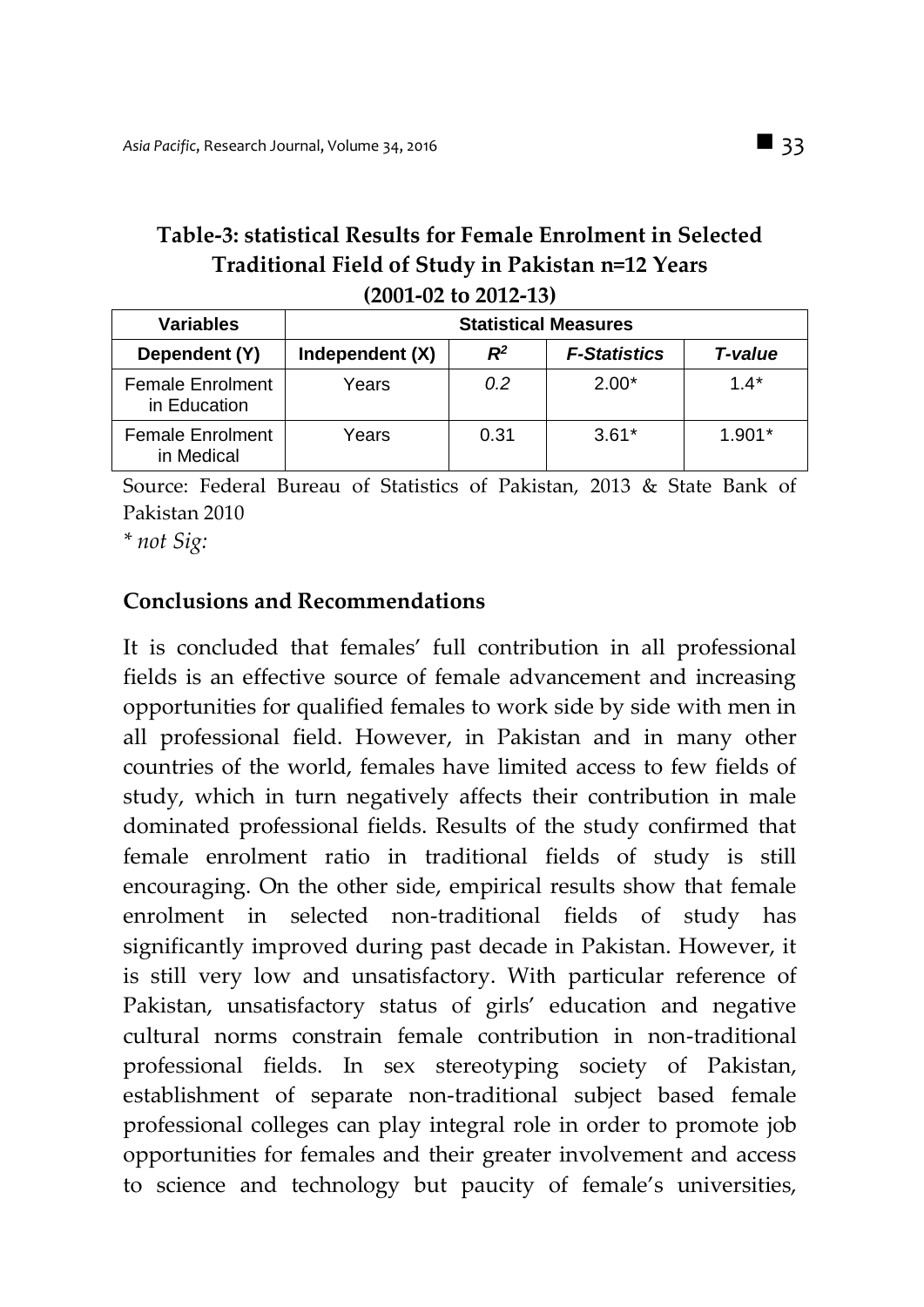**Table-3: statistical Results for Female Enrolment in Selected Traditional Field of Study in Pakistan n=12 Years (2001-02 to 2012-13)**

| Variables | Statistical Measures | | | |
|---|---|---|---|---|
| Dependent (Y) | Independent (X) | $R^2$ | *F-Statistics* | *T-value* |
| Female Enrolment in Education | Years | *0.2* | 2.00* | 1.4* |
| Female Enrolment in Medical | Years | 0.31 | 3.61* | 1.901* |

Source: Federal Bureau of Statistics of Pakistan, 2013 & State Bank of Pakistan 2010

*\* not Sig:*

## Conclusions and Recommendations

It is concluded that females' full contribution in all professional fields is an effective source of female advancement and increasing opportunities for qualified females to work side by side with men in all professional field. However, in Pakistan and in many other countries of the world, females have limited access to few fields of study, which in turn negatively affects their contribution in male dominated professional fields. Results of the study confirmed that female enrolment ratio in traditional fields of study is still encouraging. On the other side, empirical results show that female enrolment in selected non-traditional fields of study has significantly improved during past decade in Pakistan. However, it is still very low and unsatisfactory. With particular reference of Pakistan, unsatisfactory status of girls' education and negative cultural norms constrain female contribution in non-traditional professional fields. In sex stereotyping society of Pakistan, establishment of separate non-traditional subject based female professional colleges can play integral role in order to promote job opportunities for females and their greater involvement and access to science and technology but paucity of female's universities,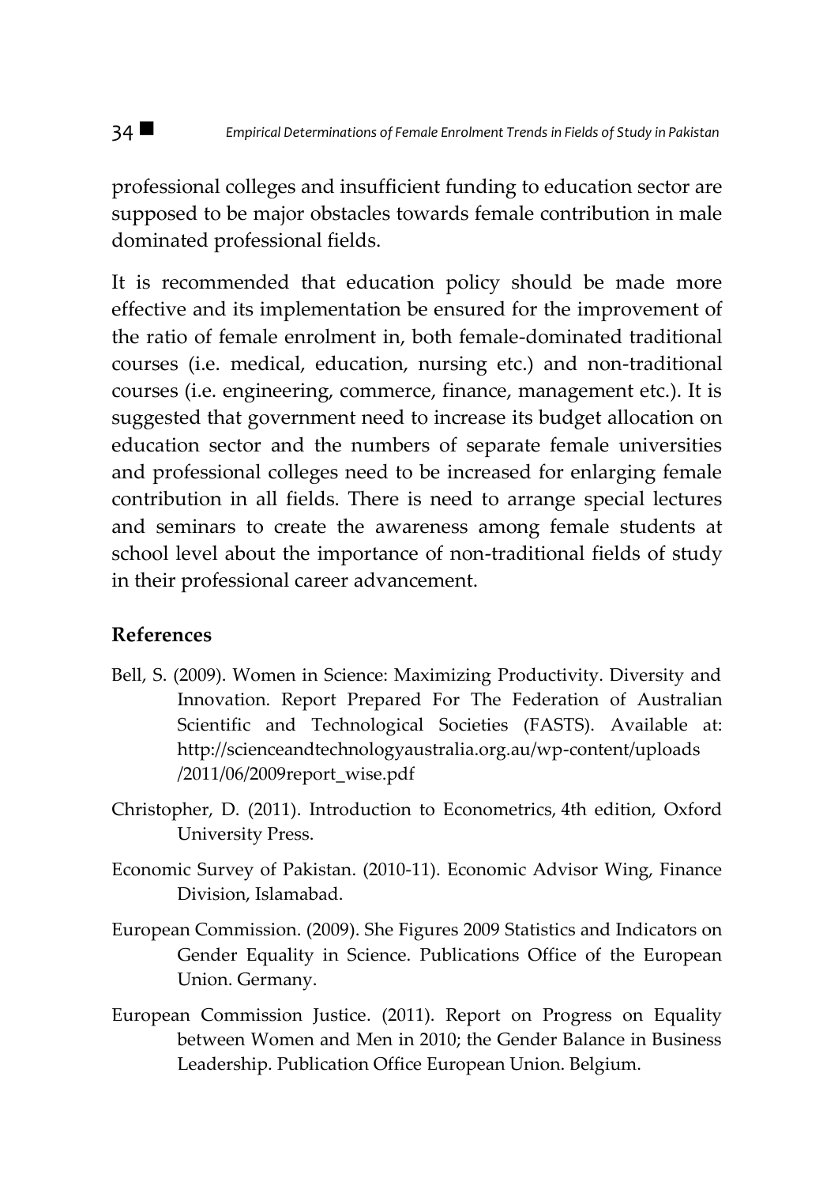professional colleges and insufficient funding to education sector are supposed to be major obstacles towards female contribution in male dominated professional fields.

It is recommended that education policy should be made more effective and its implementation be ensured for the improvement of the ratio of female enrolment in, both female-dominated traditional courses (i.e. medical, education, nursing etc.) and non-traditional courses (i.e. engineering, commerce, finance, management etc.). It is suggested that government need to increase its budget allocation on education sector and the numbers of separate female universities and professional colleges need to be increased for enlarging female contribution in all fields. There is need to arrange special lectures and seminars to create the awareness among female students at school level about the importance of non-traditional fields of study in their professional career advancement.

## References

Bell, S. (2009). Women in Science: Maximizing Productivity. Diversity and Innovation. Report Prepared For The Federation of Australian Scientific and Technological Societies (FASTS). Available at: http://scienceandtechnologyaustralia.org.au/wp-content/uploads/2011/06/2009report_wise.pdf

Christopher, D. (2011). Introduction to Econometrics, 4th edition, Oxford University Press.

Economic Survey of Pakistan. (2010-11). Economic Advisor Wing, Finance Division, Islamabad.

European Commission. (2009). She Figures 2009 Statistics and Indicators on Gender Equality in Science. Publications Office of the European Union. Germany.

European Commission Justice. (2011). Report on Progress on Equality between Women and Men in 2010; the Gender Balance in Business Leadership. Publication Office European Union. Belgium.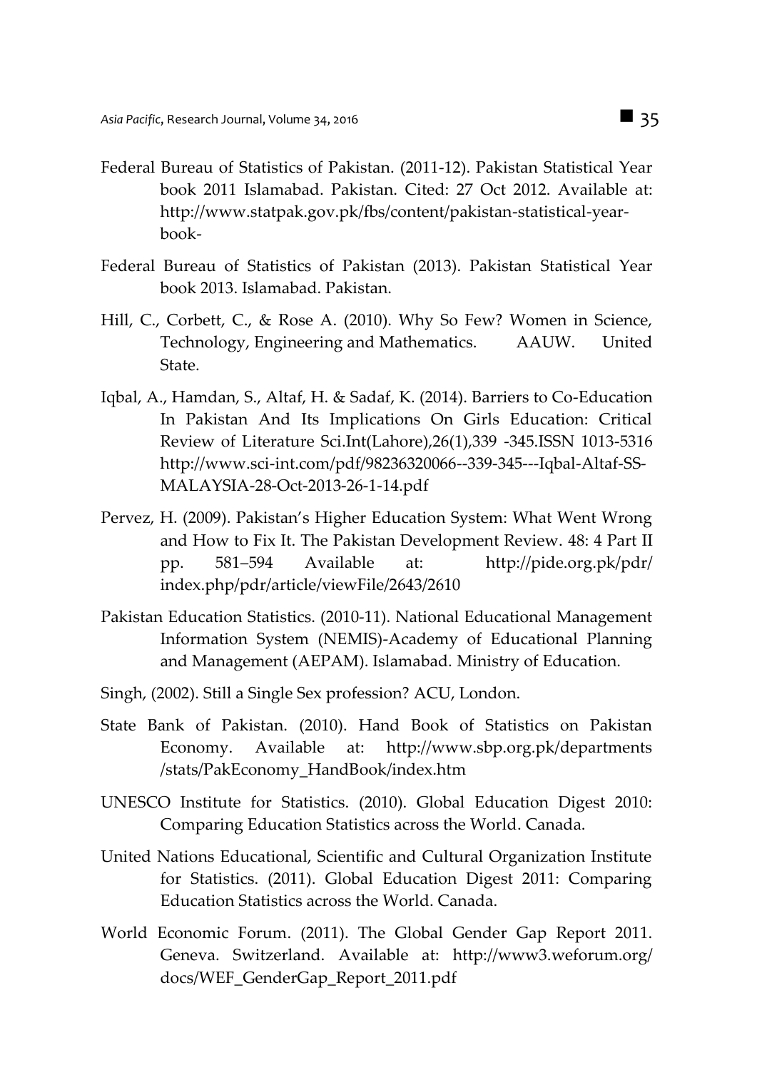Federal Bureau of Statistics of Pakistan. (2011-12). Pakistan Statistical Year book 2011 Islamabad. Pakistan. Cited: 27 Oct 2012. Available at: http://www.statpak.gov.pk/fbs/content/pakistan-statistical-year-book-

Federal Bureau of Statistics of Pakistan (2013). Pakistan Statistical Year book 2013. Islamabad. Pakistan.

Hill, C., Corbett, C., & Rose A. (2010). Why So Few? Women in Science, Technology, Engineering and Mathematics. AAUW. United State.

Iqbal, A., Hamdan, S., Altaf, H. & Sadaf, K. (2014). Barriers to Co-Education In Pakistan And Its Implications On Girls Education: Critical Review of Literature Sci.Int(Lahore),26(1),339 -345.ISSN 1013-5316 http://www.sci-int.com/pdf/98236320066--339-345---Iqbal-Altaf-SS-MALAYSIA-28-Oct-2013-26-1-14.pdf

Pervez, H. (2009). Pakistan's Higher Education System: What Went Wrong and How to Fix It. The Pakistan Development Review. 48: 4 Part II pp. 581–594 Available at: http://pide.org.pk/pdr/index.php/pdr/article/viewFile/2643/2610

Pakistan Education Statistics. (2010-11). National Educational Management Information System (NEMIS)-Academy of Educational Planning and Management (AEPAM). Islamabad. Ministry of Education.

Singh, (2002). Still a Single Sex profession? ACU, London.

State Bank of Pakistan. (2010). Hand Book of Statistics on Pakistan Economy. Available at: http://www.sbp.org.pk/departments/stats/PakEconomy_HandBook/index.htm

UNESCO Institute for Statistics. (2010). Global Education Digest 2010: Comparing Education Statistics across the World. Canada.

United Nations Educational, Scientific and Cultural Organization Institute for Statistics. (2011). Global Education Digest 2011: Comparing Education Statistics across the World. Canada.

World Economic Forum. (2011). The Global Gender Gap Report 2011. Geneva. Switzerland. Available at: http://www3.weforum.org/docs/WEF_GenderGap_Report_2011.pdf